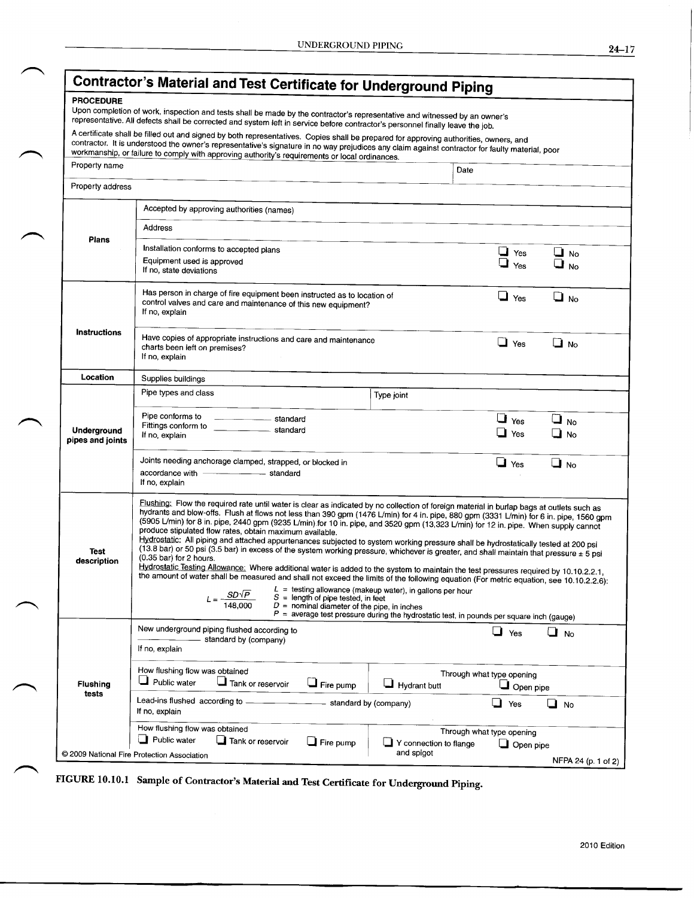# Contractor's Material and Test Certificate for Underground Piping

**PROCEDURE**

Upon completion of work, inspection and tests shall be made by the contractor's representative and witnessed by an owner's representative. All defects shall be corrected and system left in service before contractor's personnel finally leave the job.

A certificate shall be filled out and signed by both representatives. Copies shall be prepared for approving authorities, owners, and contractor. It is understood the owner's representative's signature in no way prejudices any claim against contractor for faulty material, poor workmanship, or failure to comply with approving authority's requirements or local ordinances.

| Property name | | Date |
|---|---|---|
| Property address | | |

| Section | Item | Response |
|---|---|---|
| **Plans** | Accepted by approving authorities (names) | |
| | Address | |
| | Installation conforms to accepted plans | ❑ Yes ❑ No |
| | Equipment used is approved<br>If no, state deviations | ❑ Yes ❑ No |
| **Instructions** | Has person in charge of fire equipment been instructed as to location of control valves and care and maintenance of this new equipment?<br>If no, explain | ❑ Yes ❑ No |
| | Have copies of appropriate instructions and care and maintenance charts been left on premises?<br>If no, explain | ❑ Yes ❑ No |
| **Location** | Supplies buildings | |
| **Underground pipes and joints** | Pipe types and class / Type joint | |
| | Pipe conforms to ________ standard | ❑ Yes ❑ No |
| | Fittings conform to ________ standard<br>If no, explain | ❑ Yes ❑ No |
| | Joints needing anchorage clamped, strapped, or blocked in accordance with ________ standard<br>If no, explain | ❑ Yes ❑ No |

**Test description**

Flushing: Flow the required rate until water is clear as indicated by no collection of foreign material in burlap bags at outlets such as hydrants and blow-offs. Flush at flows not less than 390 gpm (1476 L/min) for 4 in. pipe, 880 gpm (3331 L/min) for 6 in. pipe, 1560 gpm (5905 L/min) for 8 in. pipe, 2440 gpm (9235 L/min) for 10 in. pipe, and 3520 gpm (13,323 L/min) for 12 in. pipe. When supply cannot produce stipulated flow rates, obtain maximum available.

Hydrostatic: All piping and attached appurtenances subjected to system working pressure shall be hydrostatically tested at 200 psi (13.8 bar) or 50 psi (3.5 bar) in excess of the system working pressure, whichever is greater, and shall maintain that pressure ± 5 psi (0.35 bar) for 2 hours.

Hydrostatic Testing Allowance: Where additional water is added to the system to maintain the test pressures required by 10.10.2.2.1, the amount of water shall be measured and shall not exceed the limits of the following equation (For metric equation, see 10.10.2.2.6):

$$L = \frac{SD\sqrt{P}}{148{,}000}$$

$L$ = testing allowance (makeup water), in gallons per hour
$S$ = length of pipe tested, in feet
$D$ = nominal diameter of the pipe, in inches
$P$ = average test pressure during the hydrostatic test, in pounds per square inch (gauge)

**Flushing tests**

| Item | | Response |
|---|---|---|
| New underground piping flushed according to ________ standard by (company)<br>If no, explain | | ❑ Yes ❑ No |
| How flushing flow was obtained<br>❑ Public water ❑ Tank or reservoir ❑ Fire pump | Through what type opening<br>❑ Hydrant butt ❑ Open pipe | |
| Lead-ins flushed according to ________ standard by (company)<br>If no, explain | | ❑ Yes ❑ No |
| How flushing flow was obtained<br>❑ Public water ❑ Tank or reservoir ❑ Fire pump | Through what type opening<br>❑ Y connection to flange and spigot ❑ Open pipe | |

© 2009 National Fire Protection Association — NFPA 24 (p. 1 of 2)

**FIGURE 10.10.1 Sample of Contractor's Material and Test Certificate for Underground Piping.**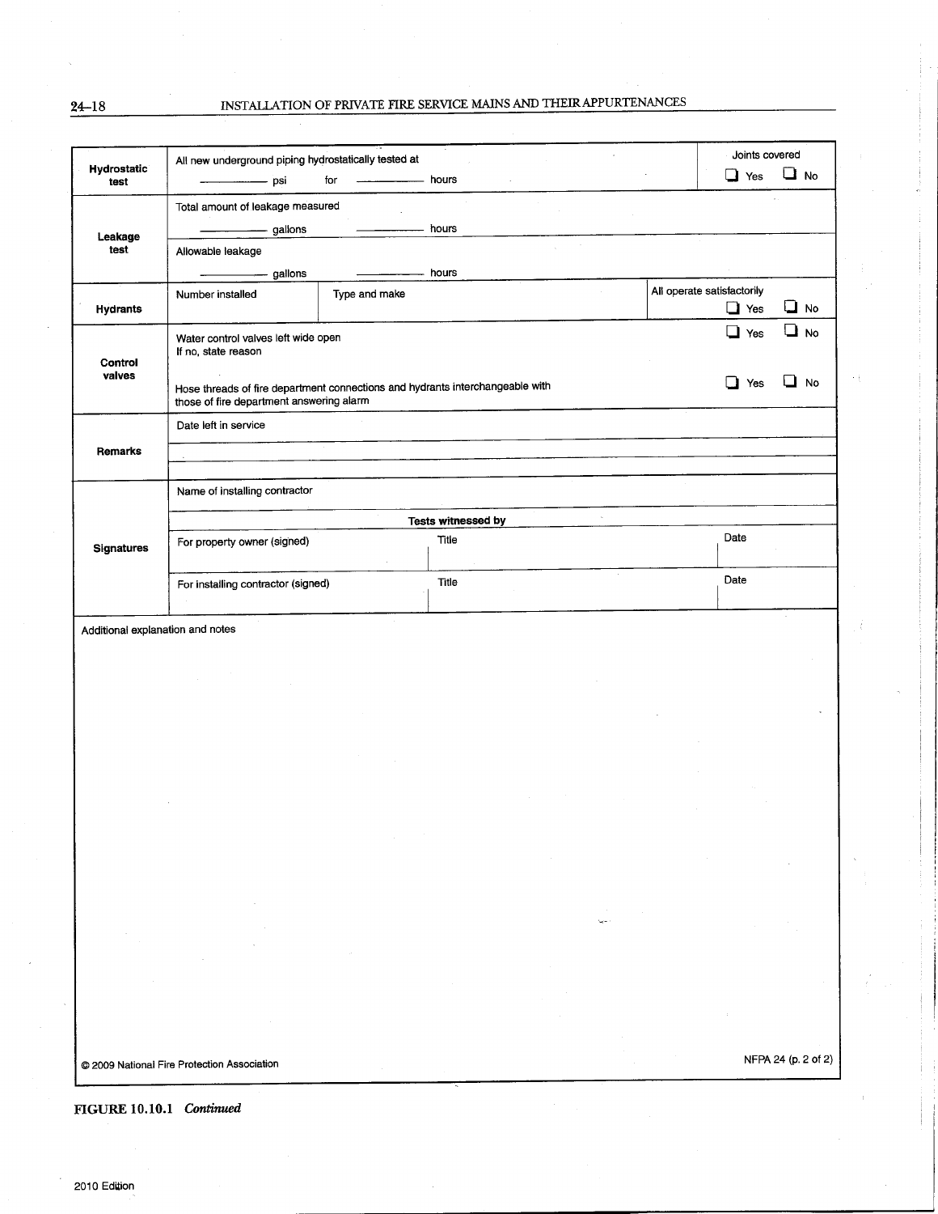| | | |
|---|---|---|
| **Hydrostatic test** | All new underground piping hydrostatically tested at<br>\_\_\_\_\_\_\_\_ psi for \_\_\_\_\_\_\_\_ hours | Joints covered<br>❑ Yes ❑ No |
| **Leakage test** | Total amount of leakage measured<br>\_\_\_\_\_\_\_\_ gallons \_\_\_\_\_\_\_\_ hours | |
| | Allowable leakage<br>\_\_\_\_\_\_\_\_ gallons \_\_\_\_\_\_\_\_ hours | |
| **Hydrants** | Number installed \| Type and make | All operate satisfactorily<br>❑ Yes ❑ No |
| **Control valves** | Water control valves left wide open<br>If no, state reason | ❑ Yes ❑ No |
| | Hose threads of fire department connections and hydrants interchangeable with those of fire department answering alarm | ❑ Yes ❑ No |
| **Remarks** | Date left in service | |
| **Signatures** | Name of installing contractor | |
| | **Tests witnessed by** | |
| | For property owner (signed) \| Title | Date |
| | For installing contractor (signed) \| Title | Date |

Additional explanation and notes

© 2009 National Fire Protection Association

NFPA 24 (p. 2 of 2)

**FIGURE 10.10.1** *Continued*